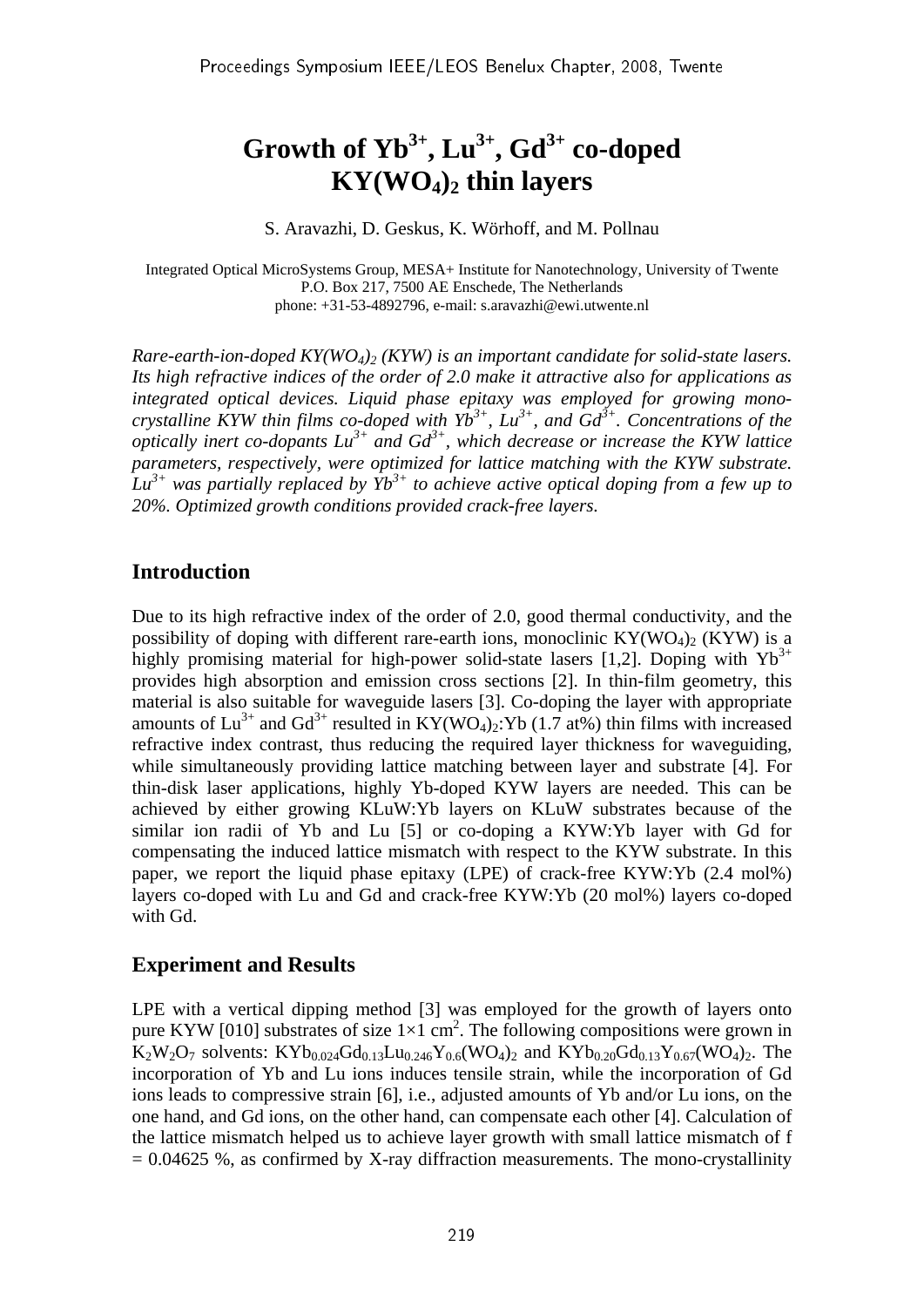# Growth of $Yb^{3+}$, $Lu^{3+}$, $Gd^{3+}$ co-doped $KY(WO_4)_2$ thin layers

S. Aravazhi, D. Geskus, K. Wörhoff, and M. Pollnau

Integrated Optical MicroSystems Group, MESA+ Institute for Nanotechnology, University of Twente
P.O. Box 217, 7500 AE Enschede, The Netherlands
phone: +31-53-4892796, e-mail: s.aravazhi@ewi.utwente.nl

*Rare-earth-ion-doped $KY(WO_4)_2$ (KYW) is an important candidate for solid-state lasers. Its high refractive indices of the order of 2.0 make it attractive also for applications as integrated optical devices. Liquid phase epitaxy was employed for growing mono-crystalline KYW thin films co-doped with $Yb^{3+}$, $Lu^{3+}$, and $Gd^{3+}$. Concentrations of the optically inert co-dopants $Lu^{3+}$ and $Gd^{3+}$, which decrease or increase the KYW lattice parameters, respectively, were optimized for lattice matching with the KYW substrate. $Lu^{3+}$ was partially replaced by $Yb^{3+}$ to achieve active optical doping from a few up to 20%. Optimized growth conditions provided crack-free layers.*

## Introduction

Due to its high refractive index of the order of 2.0, good thermal conductivity, and the possibility of doping with different rare-earth ions, monoclinic $KY(WO_4)_2$ (KYW) is a highly promising material for high-power solid-state lasers [1,2]. Doping with $Yb^{3+}$ provides high absorption and emission cross sections [2]. In thin-film geometry, this material is also suitable for waveguide lasers [3]. Co-doping the layer with appropriate amounts of $Lu^{3+}$ and $Gd^{3+}$ resulted in $KY(WO_4)_2$:Yb (1.7 at%) thin films with increased refractive index contrast, thus reducing the required layer thickness for waveguiding, while simultaneously providing lattice matching between layer and substrate [4]. For thin-disk laser applications, highly Yb-doped KYW layers are needed. This can be achieved by either growing KLuW:Yb layers on KLuW substrates because of the similar ion radii of Yb and Lu [5] or co-doping a KYW:Yb layer with Gd for compensating the induced lattice mismatch with respect to the KYW substrate. In this paper, we report the liquid phase epitaxy (LPE) of crack-free KYW:Yb (2.4 mol%) layers co-doped with Lu and Gd and crack-free KYW:Yb (20 mol%) layers co-doped with Gd.

## Experiment and Results

LPE with a vertical dipping method [3] was employed for the growth of layers onto pure KYW [010] substrates of size $1\times1$ cm$^2$. The following compositions were grown in $K_2W_2O_7$ solvents: $KYb_{0.024}Gd_{0.13}Lu_{0.246}Y_{0.6}(WO_4)_2$ and $KYb_{0.20}Gd_{0.13}Y_{0.67}(WO_4)_2$. The incorporation of Yb and Lu ions induces tensile strain, while the incorporation of Gd ions leads to compressive strain [6], i.e., adjusted amounts of Yb and/or Lu ions, on the one hand, and Gd ions, on the other hand, can compensate each other [4]. Calculation of the lattice mismatch helped us to achieve layer growth with small lattice mismatch of $f = 0.04625$ %, as confirmed by X-ray diffraction measurements. The mono-crystallinity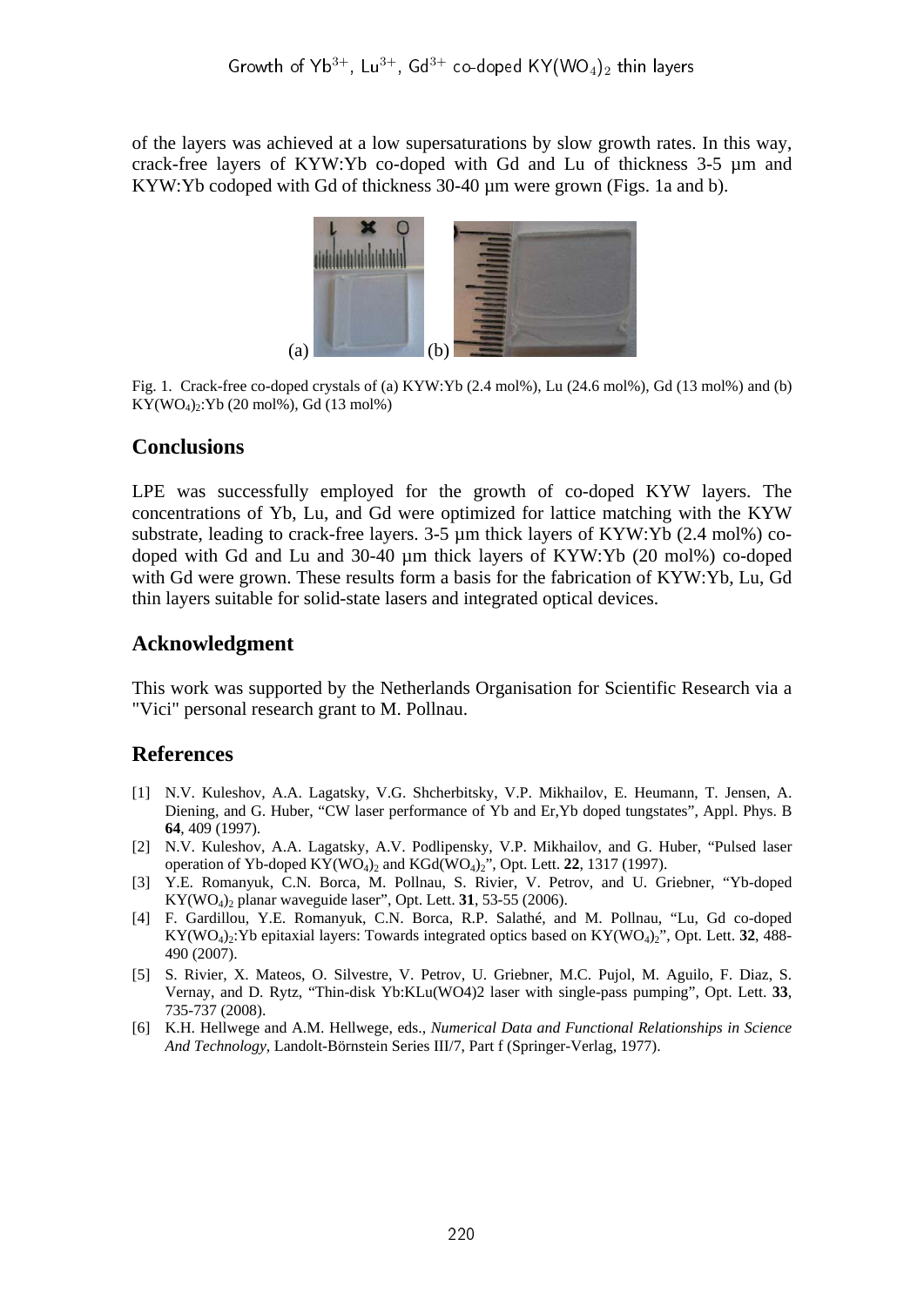of the layers was achieved at a low supersaturations by slow growth rates. In this way, crack-free layers of KYW:Yb co-doped with Gd and Lu of thickness 3-5 µm and KYW:Yb codoped with Gd of thickness 30-40 µm were grown (Figs. 1a and b).

(a) (b)

Fig. 1. Crack-free co-doped crystals of (a) KYW:Yb (2.4 mol%), Lu (24.6 mol%), Gd (13 mol%) and (b) $KY(WO_4)_2$:Yb (20 mol%), Gd (13 mol%)

## Conclusions

LPE was successfully employed for the growth of co-doped KYW layers. The concentrations of Yb, Lu, and Gd were optimized for lattice matching with the KYW substrate, leading to crack-free layers. 3-5 µm thick layers of KYW:Yb (2.4 mol%) co-doped with Gd and Lu and 30-40 µm thick layers of KYW:Yb (20 mol%) co-doped with Gd were grown. These results form a basis for the fabrication of KYW:Yb, Lu, Gd thin layers suitable for solid-state lasers and integrated optical devices.

## Acknowledgment

This work was supported by the Netherlands Organisation for Scientific Research via a "Vici" personal research grant to M. Pollnau.

## References

[1] N.V. Kuleshov, A.A. Lagatsky, V.G. Shcherbitsky, V.P. Mikhailov, E. Heumann, T. Jensen, A. Diening, and G. Huber, "CW laser performance of Yb and Er,Yb doped tungstates", Appl. Phys. B **64**, 409 (1997).

[2] N.V. Kuleshov, A.A. Lagatsky, A.V. Podlipensky, V.P. Mikhailov, and G. Huber, "Pulsed laser operation of Yb-doped $KY(WO_4)_2$ and $KGd(WO_4)_2$", Opt. Lett. **22**, 1317 (1997).

[3] Y.E. Romanyuk, C.N. Borca, M. Pollnau, S. Rivier, V. Petrov, and U. Griebner, "Yb-doped $KY(WO_4)_2$ planar waveguide laser", Opt. Lett. **31**, 53-55 (2006).

[4] F. Gardillou, Y.E. Romanyuk, C.N. Borca, R.P. Salathé, and M. Pollnau, "Lu, Gd co-doped $KY(WO_4)_2$:Yb epitaxial layers: Towards integrated optics based on $KY(WO_4)_2$", Opt. Lett. **32**, 488-490 (2007).

[5] S. Rivier, X. Mateos, O. Silvestre, V. Petrov, U. Griebner, M.C. Pujol, M. Aguilo, F. Diaz, S. Vernay, and D. Rytz, "Thin-disk Yb:KLu(WO4)2 laser with single-pass pumping", Opt. Lett. **33**, 735-737 (2008).

[6] K.H. Hellwege and A.M. Hellwege, eds., *Numerical Data and Functional Relationships in Science And Technology*, Landolt-Börnstein Series III/7, Part f (Springer-Verlag, 1977).